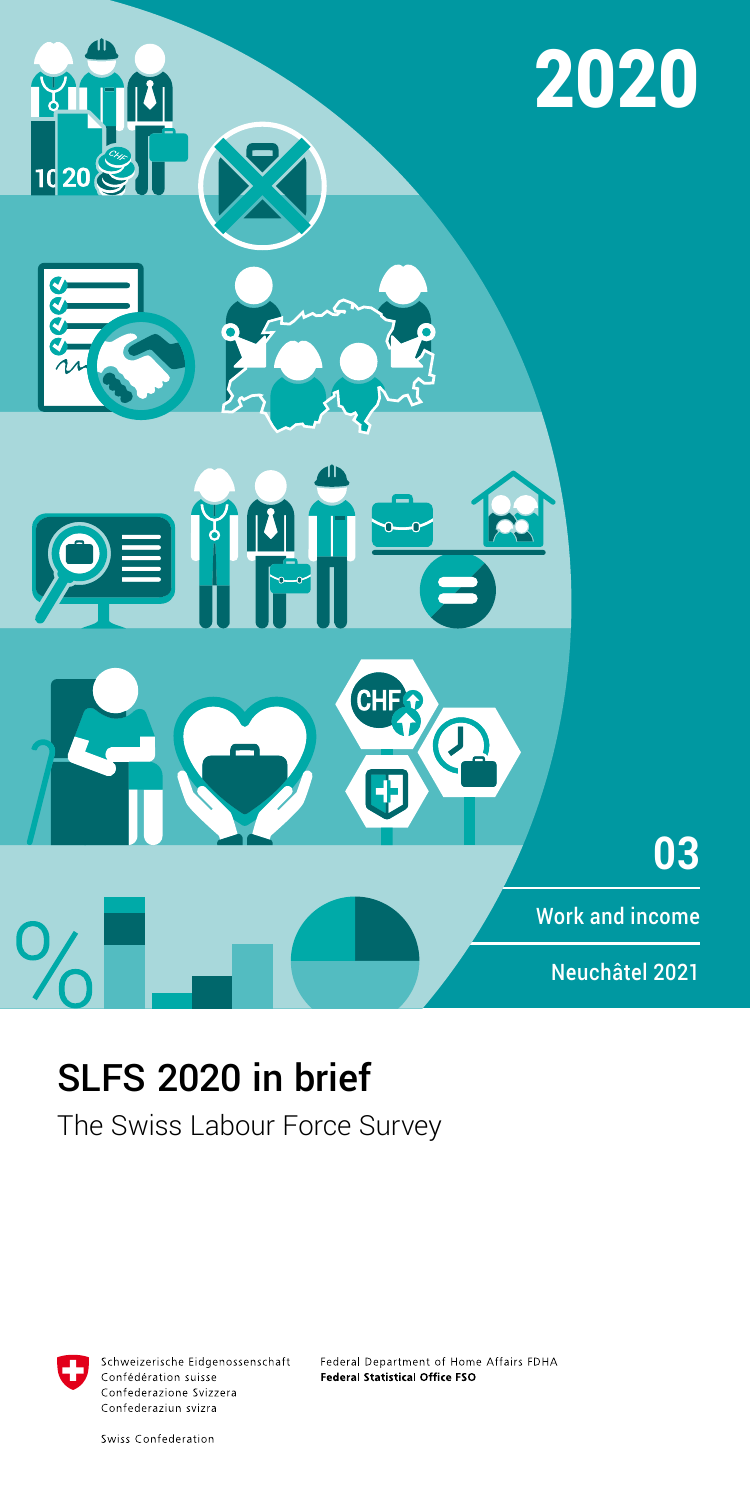2020

03

Work and income

Neuchâtel 2021

# SLFS 2020 in brief

The Swiss Labour Force Survey

Schweizerische Eidgenossenschaft
Confédération suisse
Confederazione Svizzera
Confederaziun svizra

Swiss Confederation

Federal Department of Home Affairs FDHA
**Federal Statistical Office FSO**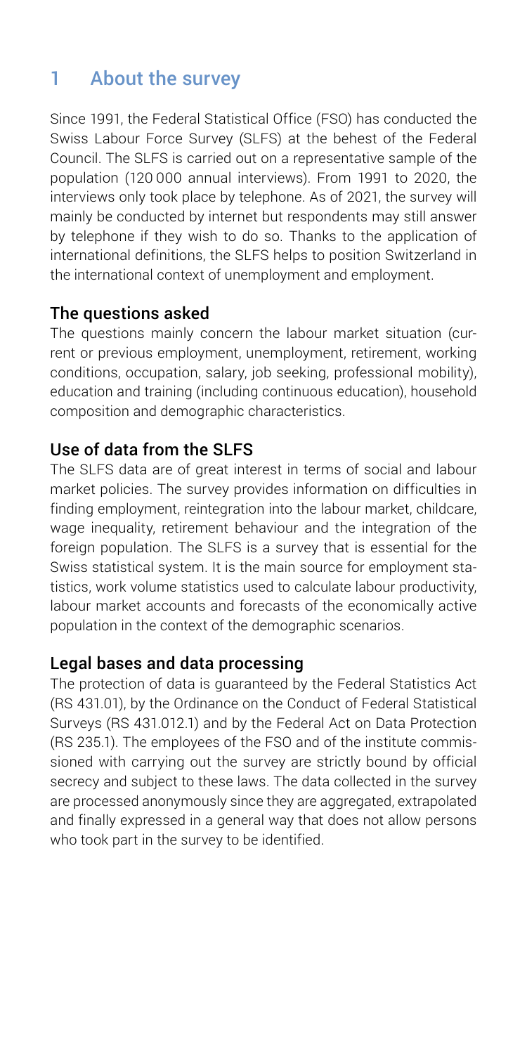# 1 About the survey

Since 1991, the Federal Statistical Office (FSO) has conducted the Swiss Labour Force Survey (SLFS) at the behest of the Federal Council. The SLFS is carried out on a representative sample of the population (120 000 annual interviews). From 1991 to 2020, the interviews only took place by telephone. As of 2021, the survey will mainly be conducted by internet but respondents may still answer by telephone if they wish to do so. Thanks to the application of international definitions, the SLFS helps to position Switzerland in the international context of unemployment and employment.

## The questions asked

The questions mainly concern the labour market situation (current or previous employment, unemployment, retirement, working conditions, occupation, salary, job seeking, professional mobility), education and training (including continuous education), household composition and demographic characteristics.

## Use of data from the SLFS

The SLFS data are of great interest in terms of social and labour market policies. The survey provides information on difficulties in finding employment, reintegration into the labour market, childcare, wage inequality, retirement behaviour and the integration of the foreign population. The SLFS is a survey that is essential for the Swiss statistical system. It is the main source for employment statistics, work volume statistics used to calculate labour productivity, labour market accounts and forecasts of the economically active population in the context of the demographic scenarios.

## Legal bases and data processing

The protection of data is guaranteed by the Federal Statistics Act (RS 431.01), by the Ordinance on the Conduct of Federal Statistical Surveys (RS 431.012.1) and by the Federal Act on Data Protection (RS 235.1). The employees of the FSO and of the institute commissioned with carrying out the survey are strictly bound by official secrecy and subject to these laws. The data collected in the survey are processed anonymously since they are aggregated, extrapolated and finally expressed in a general way that does not allow persons who took part in the survey to be identified.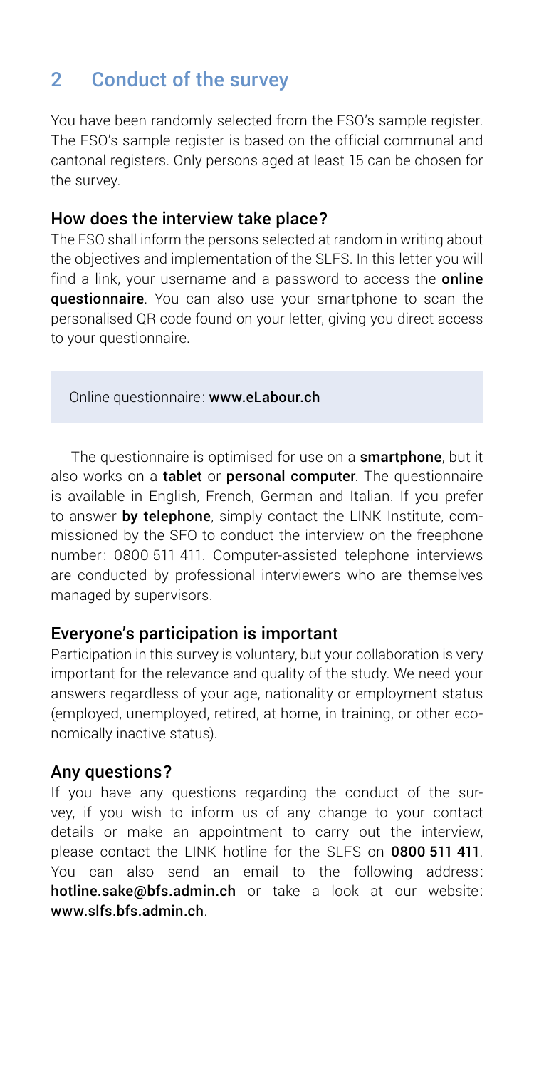## 2 Conduct of the survey

You have been randomly selected from the FSO's sample register. The FSO's sample register is based on the official communal and cantonal registers. Only persons aged at least 15 can be chosen for the survey.

### How does the interview take place?

The FSO shall inform the persons selected at random in writing about the objectives and implementation of the SLFS. In this letter you will find a link, your username and a password to access the **online questionnaire**. You can also use your smartphone to scan the personalised QR code found on your letter, giving you direct access to your questionnaire.

Online questionnaire: **www.eLabour.ch**

The questionnaire is optimised for use on a **smartphone**, but it also works on a **tablet** or **personal computer**. The questionnaire is available in English, French, German and Italian. If you prefer to answer **by telephone**, simply contact the LINK Institute, commissioned by the SFO to conduct the interview on the freephone number: 0800 511 411. Computer-assisted telephone interviews are conducted by professional interviewers who are themselves managed by supervisors.

### Everyone's participation is important

Participation in this survey is voluntary, but your collaboration is very important for the relevance and quality of the study. We need your answers regardless of your age, nationality or employment status (employed, unemployed, retired, at home, in training, or other economically inactive status).

### Any questions?

If you have any questions regarding the conduct of the survey, if you wish to inform us of any change to your contact details or make an appointment to carry out the interview, please contact the LINK hotline for the SLFS on **0800 511 411**. You can also send an email to the following address: **hotline.sake@bfs.admin.ch** or take a look at our website: **www.slfs.bfs.admin.ch**.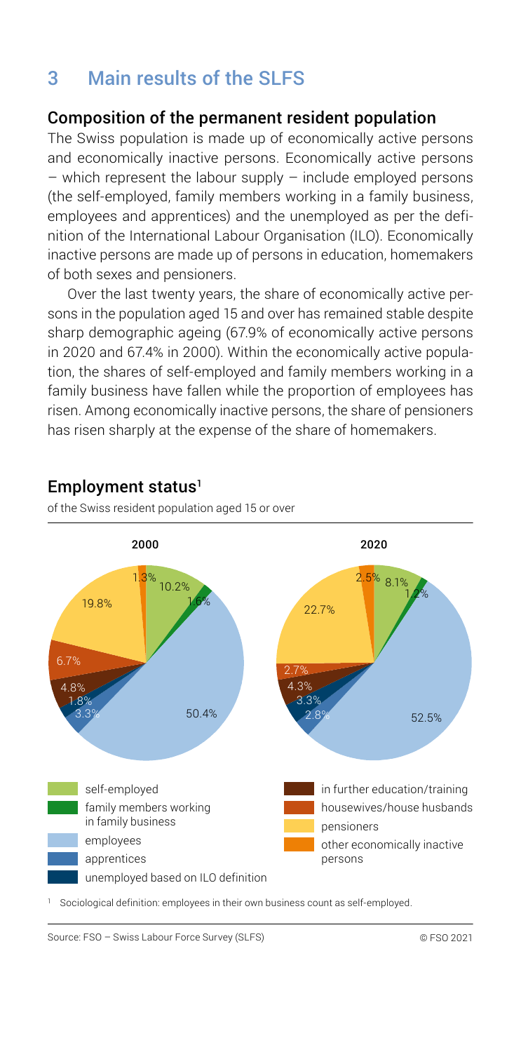## 3 Main results of the SLFS

### Composition of the permanent resident population

The Swiss population is made up of economically active persons and economically inactive persons. Economically active persons – which represent the labour supply – include employed persons (the self-employed, family members working in a family business, employees and apprentices) and the unemployed as per the definition of the International Labour Organisation (ILO). Economically inactive persons are made up of persons in education, homemakers of both sexes and pensioners.

Over the last twenty years, the share of economically active persons in the population aged 15 and over has remained stable despite sharp demographic ageing (67.9% of economically active persons in 2020 and 67.4% in 2000). Within the economically active population, the shares of self-employed and family members working in a family business have fallen while the proportion of employees has risen. Among economically inactive persons, the share of pensioners has risen sharply at the expense of the share of homemakers.

### Employment status[1]

of the Swiss resident population aged 15 or over

| | 2000 | 2020 |
|---|---|---|
| self-employed | 10.2% | 8.1% |
| family members working in family business | 1.6% | 1.2% |
| employees | 50.4% | 52.5% |
| apprentices | 3.3% | 2.8% |
| unemployed based on ILO definition | 1.8% | 3.3% |
| in further education/training | 4.8% | 4.3% |
| housewives/house husbands | 6.7% | 2.7% |
| pensioners | 19.8% | 22.7% |
| other economically inactive persons | 1.3% | 2.5% |

[1] Sociological definition: employees in their own business count as self-employed.

Source: FSO – Swiss Labour Force Survey (SLFS) © FSO 2021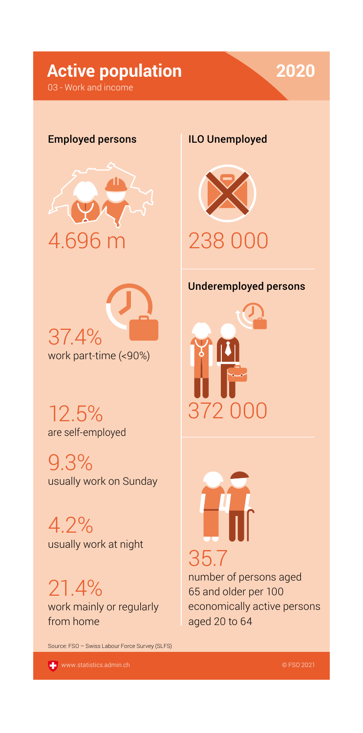# Active population 2020

03 - Work and income

## Employed persons

4.696 m

37.4%
work part-time (<90%)

12.5%
are self-employed

9.3%
usually work on Sunday

4.2%
usually work at night

21.4%
work mainly or regularly from home

## ILO Unemployed

238 000

## Underemployed persons

372 000

35.7
number of persons aged 65 and older per 100 economically active persons aged 20 to 64

Source: FSO – Swiss Labour Force Survey (SLFS)

www.statistics.admin.ch

© FSO 2021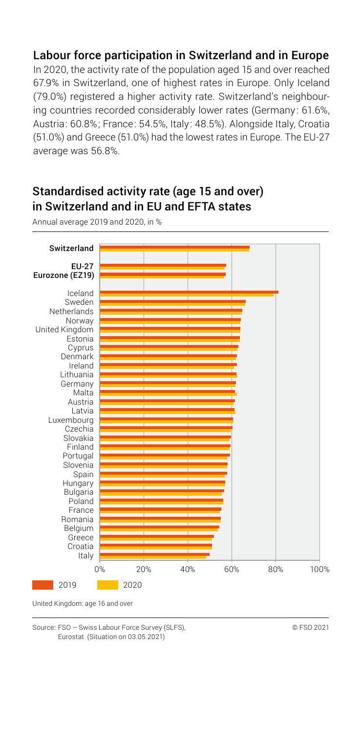## Labour force participation in Switzerland and in Europe

In 2020, the activity rate of the population aged 15 and over reached 67.9% in Switzerland, one of highest rates in Europe. Only Iceland (79.0%) registered a higher activity rate. Switzerland's neighbouring countries recorded considerably lower rates (Germany: 61.6%, Austria: 60.8%; France: 54.5%, Italy: 48.5%). Alongside Italy, Croatia (51.0%) and Greece (51.0%) had the lowest rates in Europe. The EU-27 average was 56.8%.

## Standardised activity rate (age 15 and over) in Switzerland and in EU and EFTA states

Annual average 2019 and 2020, in %

United Kingdom: age 16 and over

Source: FSO – Swiss Labour Force Survey (SLFS), Eurostat (Situation on 03.05.2021)

© FSO 2021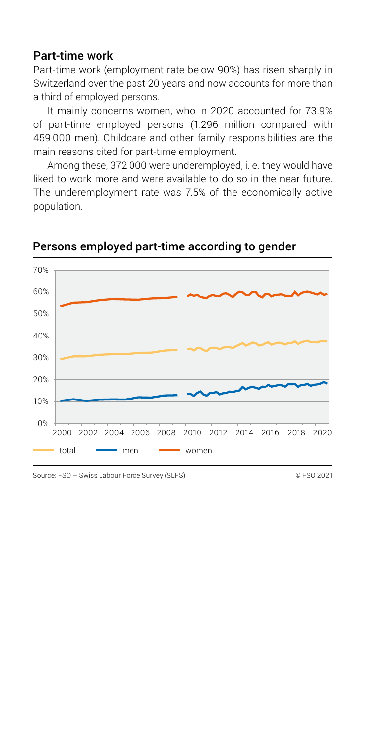## Part-time work

Part-time work (employment rate below 90%) has risen sharply in Switzerland over the past 20 years and now accounts for more than a third of employed persons.

It mainly concerns women, who in 2020 accounted for 73.9% of part-time employed persons (1.296 million compared with 459 000 men). Childcare and other family responsibilities are the main reasons cited for part-time employment.

Among these, 372 000 were underemployed, i. e. they would have liked to work more and were available to do so in the near future. The underemployment rate was 7.5% of the economically active population.

## Persons employed part-time according to gender

Source: FSO – Swiss Labour Force Survey (SLFS)

© FSO 2021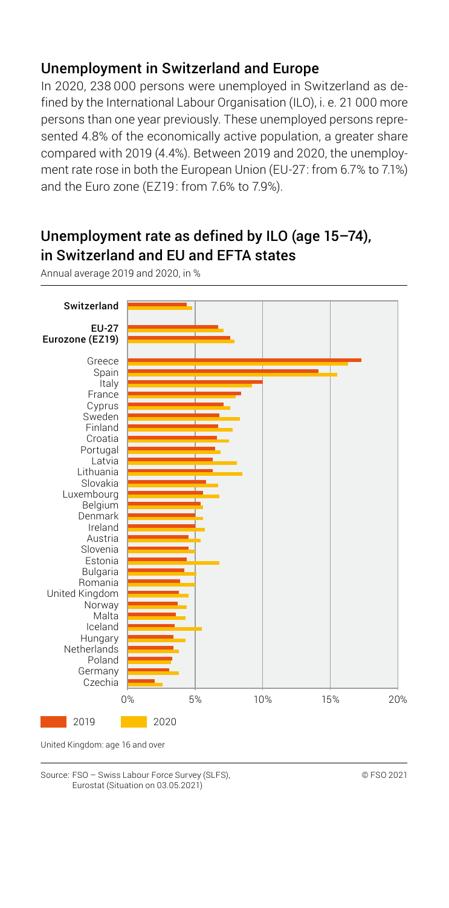## Unemployment in Switzerland and Europe

In 2020, 238 000 persons were unemployed in Switzerland as defined by the International Labour Organisation (ILO), i. e. 21 000 more persons than one year previously. These unemployed persons represented 4.8% of the economically active population, a greater share compared with 2019 (4.4%). Between 2019 and 2020, the unemployment rate rose in both the European Union (EU-27: from 6.7% to 7.1%) and the Euro zone (EZ19: from 7.6% to 7.9%).

## Unemployment rate as defined by ILO (age 15–74), in Switzerland and EU and EFTA states

Annual average 2019 and 2020, in %

United Kingdom: age 16 and over

Source: FSO – Swiss Labour Force Survey (SLFS), Eurostat (Situation on 03.05.2021)

© FSO 2021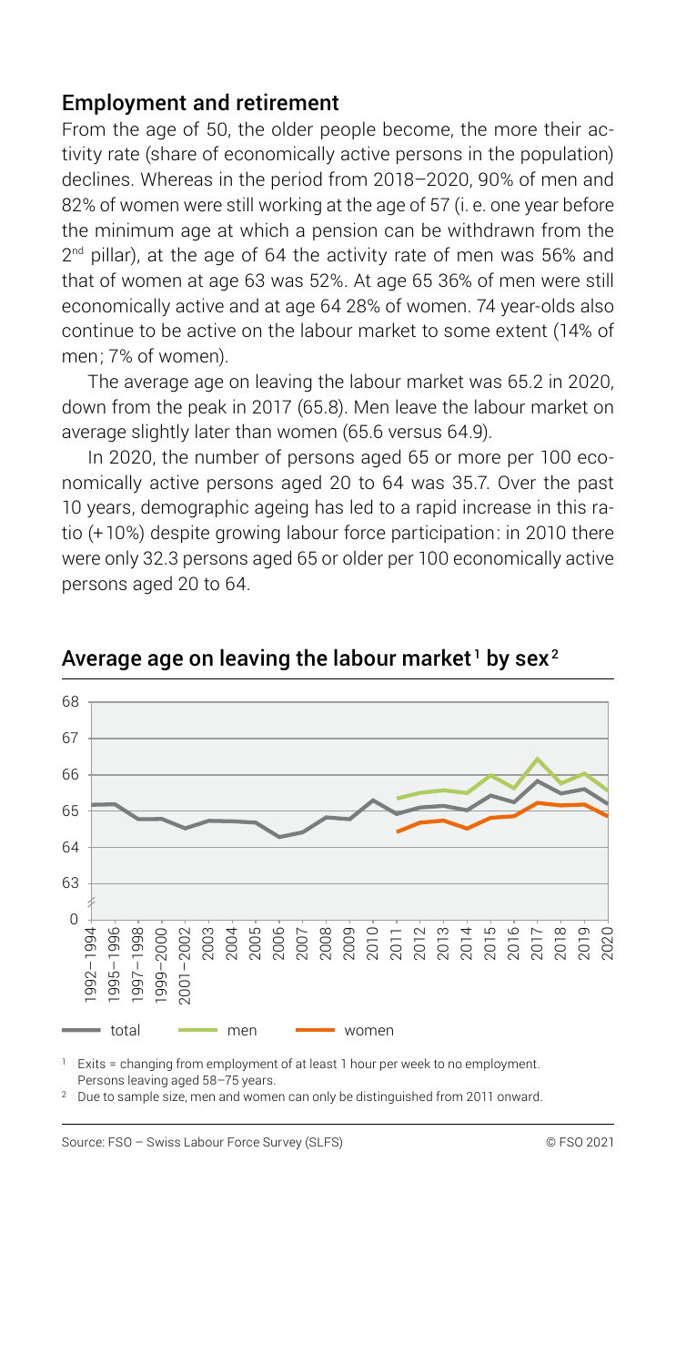## Employment and retirement

From the age of 50, the older people become, the more their activity rate (share of economically active persons in the population) declines. Whereas in the period from 2018–2020, 90% of men and 82% of women were still working at the age of 57 (i. e. one year before the minimum age at which a pension can be withdrawn from the 2nd pillar), at the age of 64 the activity rate of men was 56% and that of women at age 63 was 52%. At age 65 36% of men were still economically active and at age 64 28% of women. 74 year-olds also continue to be active on the labour market to some extent (14% of men; 7% of women).

The average age on leaving the labour market was 65.2 in 2020, down from the peak in 2017 (65.8). Men leave the labour market on average slightly later than women (65.6 versus 64.9).

In 2020, the number of persons aged 65 or more per 100 economically active persons aged 20 to 64 was 35.7. Over the past 10 years, demographic ageing has led to a rapid increase in this ratio (+10%) despite growing labour force participation: in 2010 there were only 32.3 persons aged 65 or older per 100 economically active persons aged 20 to 64.

### Average age on leaving the labour market[1] by sex[2]

[1] Exits = changing from employment of at least 1 hour per week to no employment. Persons leaving aged 58–75 years.

[2] Due to sample size, men and women can only be distinguished from 2011 onward.

Source: FSO – Swiss Labour Force Survey (SLFS) © FSO 2021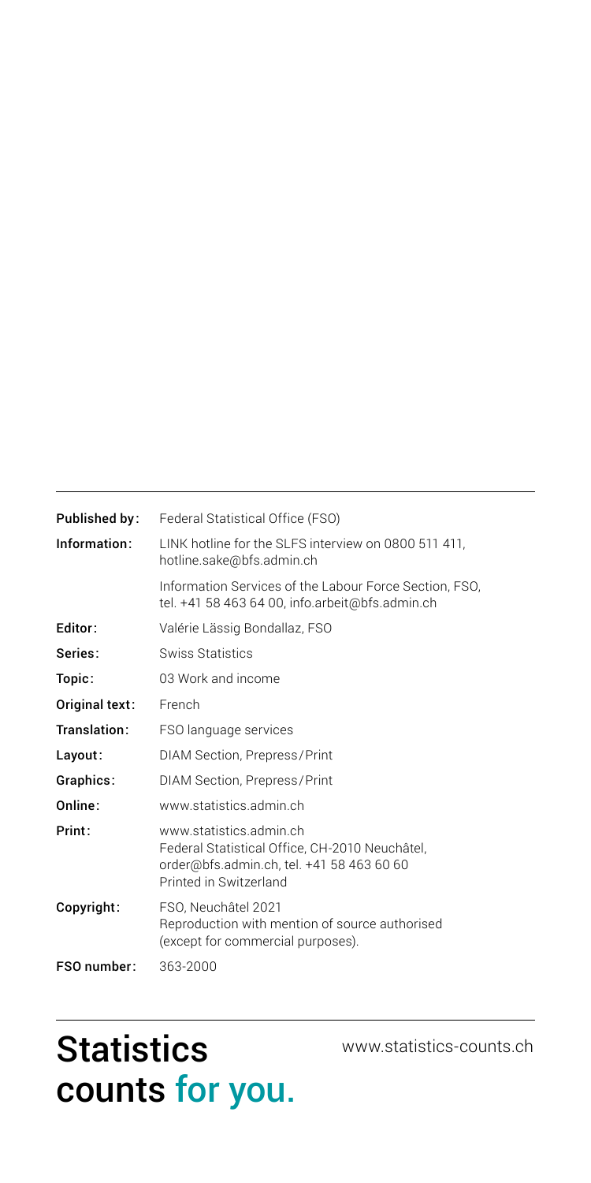| | |
|---|---|
| **Published by:** | Federal Statistical Office (FSO) |
| **Information:** | LINK hotline for the SLFS interview on 0800 511 411, hotline.sake@bfs.admin.ch |
| | Information Services of the Labour Force Section, FSO, tel. +41 58 463 64 00, info.arbeit@bfs.admin.ch |
| **Editor:** | Valérie Lässig Bondallaz, FSO |
| **Series:** | Swiss Statistics |
| **Topic:** | 03 Work and income |
| **Original text:** | French |
| **Translation:** | FSO language services |
| **Layout:** | DIAM Section, Prepress/Print |
| **Graphics:** | DIAM Section, Prepress/Print |
| **Online:** | www.statistics.admin.ch |
| **Print:** | www.statistics.admin.ch Federal Statistical Office, CH-2010 Neuchâtel, order@bfs.admin.ch, tel. +41 58 463 60 60 Printed in Switzerland |
| **Copyright:** | FSO, Neuchâtel 2021 Reproduction with mention of source authorised (except for commercial purposes). |
| **FSO number:** | 363-2000 |

**Statistics counts for you.**

www.statistics-counts.ch